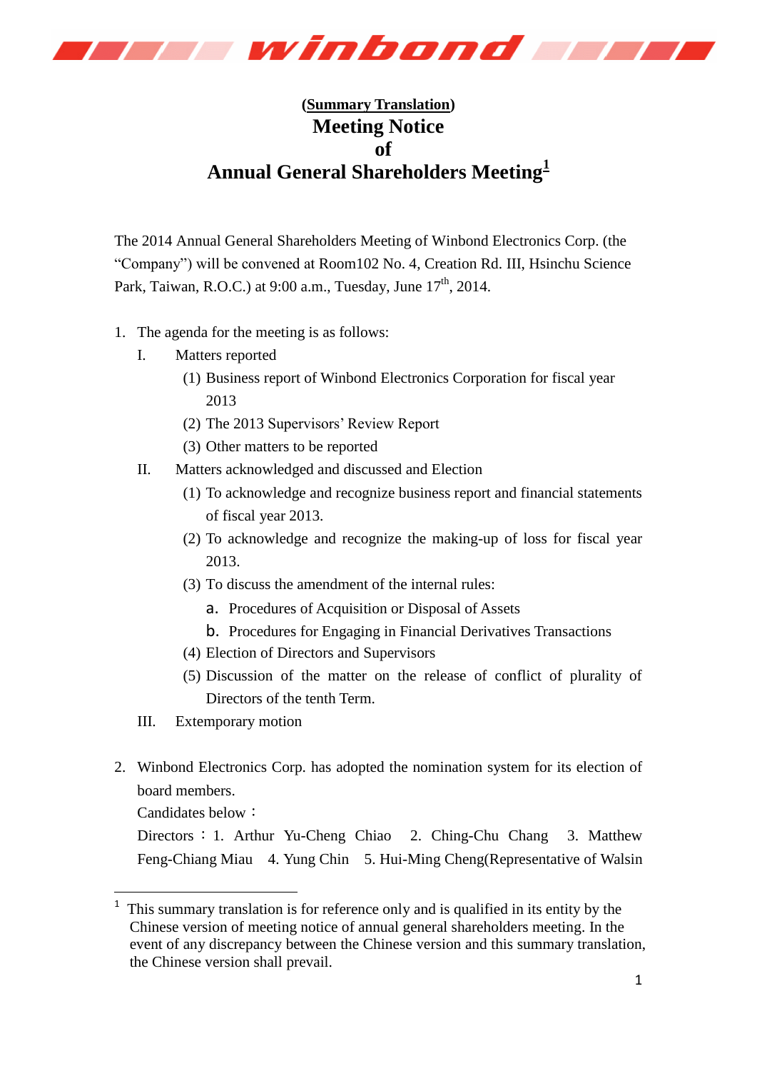**(Summary Translation)**

# Meeting Notice of Annual General Shareholders Meeting[1]

The 2014 Annual General Shareholders Meeting of Winbond Electronics Corp. (the "Company") will be convened at Room102 No. 4, Creation Rd. III, Hsinchu Science Park, Taiwan, R.O.C.) at 9:00 a.m., Tuesday, June 17th, 2014.

1. The agenda for the meeting is as follows:
   - I. Matters reported
     - (1) Business report of Winbond Electronics Corporation for fiscal year 2013
     - (2) The 2013 Supervisors' Review Report
     - (3) Other matters to be reported
   - II. Matters acknowledged and discussed and Election
     - (1) To acknowledge and recognize business report and financial statements of fiscal year 2013.
     - (2) To acknowledge and recognize the making-up of loss for fiscal year 2013.
     - (3) To discuss the amendment of the internal rules:
       - a. Procedures of Acquisition or Disposal of Assets
       - b. Procedures for Engaging in Financial Derivatives Transactions
     - (4) Election of Directors and Supervisors
     - (5) Discussion of the matter on the release of conflict of plurality of Directors of the tenth Term.
   - III. Extemporary motion

2. Winbond Electronics Corp. has adopted the nomination system for its election of board members.

   Candidates below：

   Directors：1. Arthur Yu-Cheng Chiao 2. Ching-Chu Chang 3. Matthew Feng-Chiang Miau 4. Yung Chin 5. Hui-Ming Cheng(Representative of Walsin

---

[1] This summary translation is for reference only and is qualified in its entity by the Chinese version of meeting notice of annual general shareholders meeting. In the event of any discrepancy between the Chinese version and this summary translation, the Chinese version shall prevail.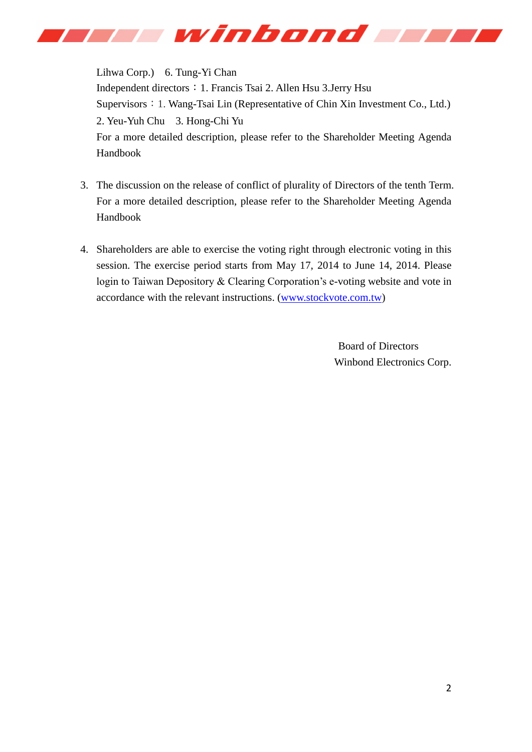Lihwa Corp.)　6. Tung-Yi Chan

Independent directors：1. Francis Tsai 2. Allen Hsu 3.Jerry Hsu

Supervisors：1. Wang-Tsai Lin (Representative of Chin Xin Investment Co., Ltd.)

2. Yeu-Yuh Chu　3. Hong-Chi Yu

For a more detailed description, please refer to the Shareholder Meeting Agenda Handbook

3. The discussion on the release of conflict of plurality of Directors of the tenth Term. For a more detailed description, please refer to the Shareholder Meeting Agenda Handbook

4. Shareholders are able to exercise the voting right through electronic voting in this session. The exercise period starts from May 17, 2014 to June 14, 2014. Please login to Taiwan Depository & Clearing Corporation's e-voting website and vote in accordance with the relevant instructions. (www.stockvote.com.tw)

Board of Directors

Winbond Electronics Corp.